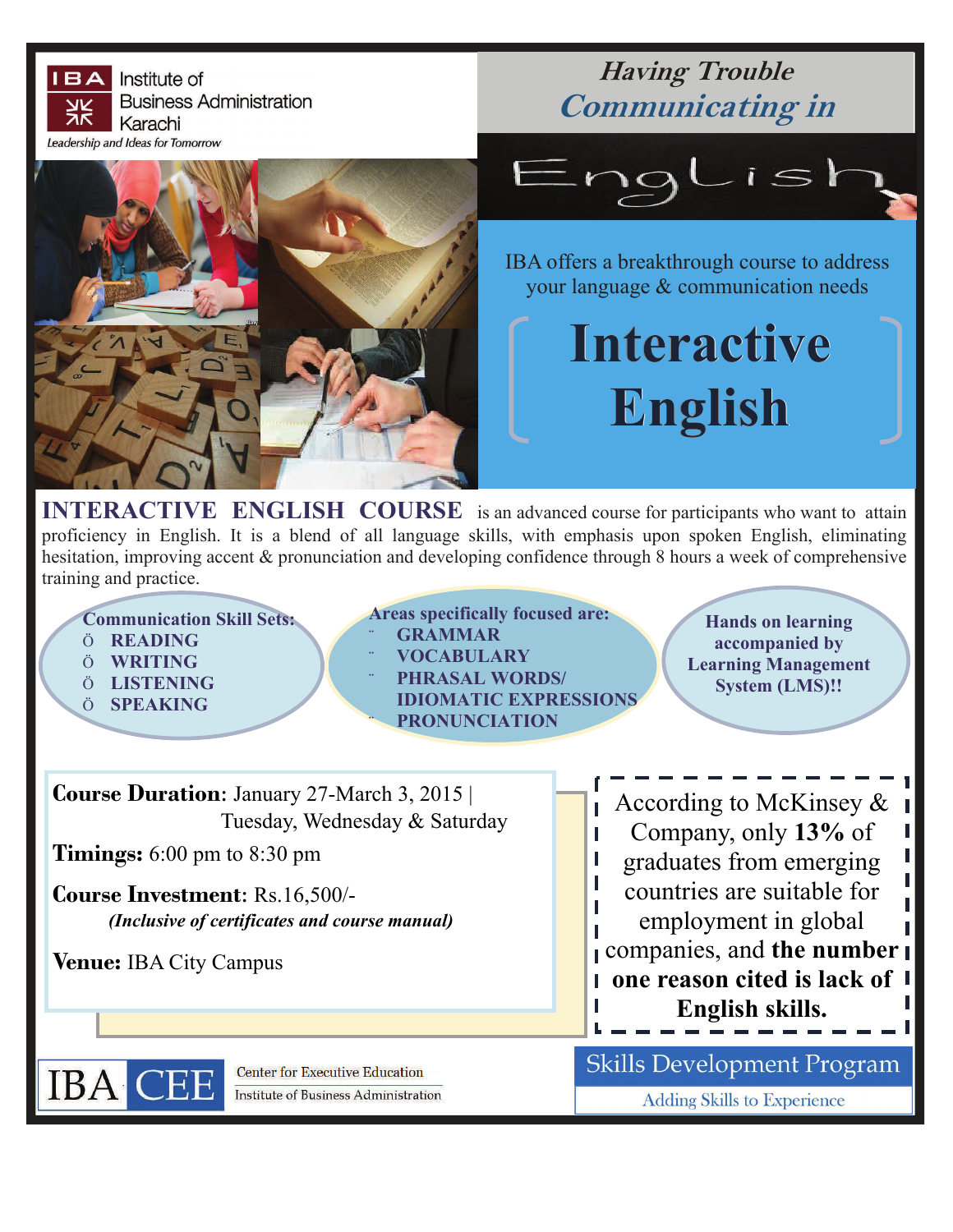IBA Institute of Business Administration Karachi

*Leadership and Ideas for Tomorrow*

# *Having Trouble Communicating in* English

IBA offers a breakthrough course to address your language & communication needs

# Interactive English

**INTERACTIVE ENGLISH COURSE** is an advanced course for participants who want to attain proficiency in English. It is a blend of all language skills, with emphasis upon spoken English, eliminating hesitation, improving accent & pronunciation and developing confidence through 8 hours a week of comprehensive training and practice.

**Communication Skill Sets:**

- **READING**
- **WRITING**
- **LISTENING**
- **SPEAKING**

**Areas specifically focused are:**

- **GRAMMAR**
- **VOCABULARY**
- **PHRASAL WORDS/ IDIOMATIC EXPRESSIONS**
- **PRONUNCIATION**

**Hands on learning accompanied by Learning Management System (LMS)!!**

**Course Duration**: January 27-March 3, 2015 | Tuesday, Wednesday & Saturday

**Timings:** 6:00 pm to 8:30 pm

**Course Investment**: Rs.16,500/-
***(Inclusive of certificates and course manual)***

**Venue:** IBA City Campus

According to McKinsey & Company, only **13%** of graduates from emerging countries are suitable for employment in global companies, and **the number one reason cited is lack of English skills.**

IBA CEE Center for Executive Education, Institute of Business Administration

Skills Development Program

Adding Skills to Experience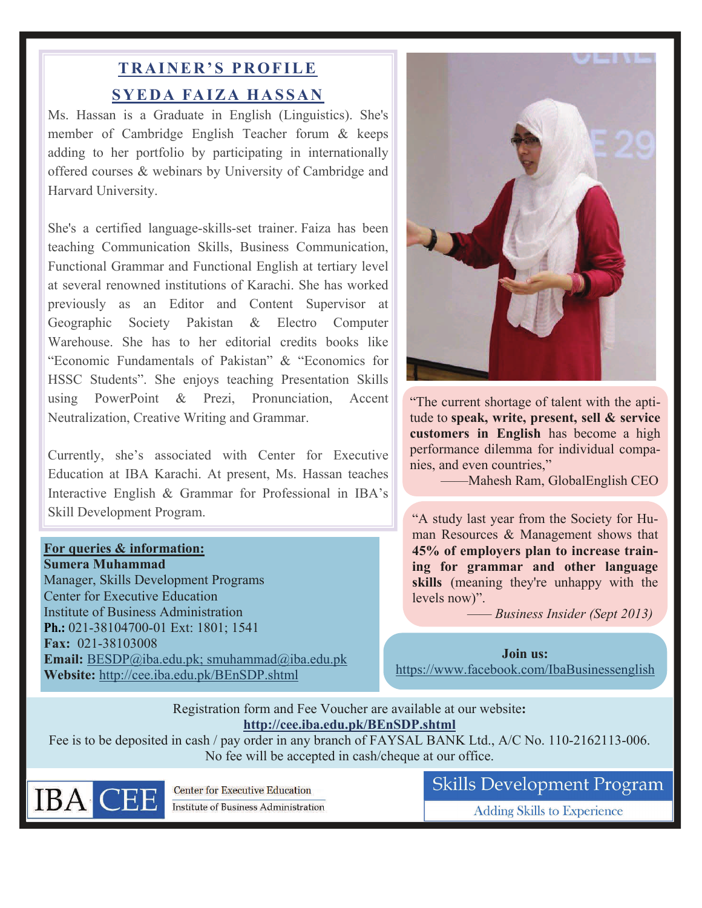## TRAINER'S PROFILE

## SYEDA FAIZA HASSAN

Ms. Hassan is a Graduate in English (Linguistics). She's member of Cambridge English Teacher forum & keeps adding to her portfolio by participating in internationally offered courses & webinars by University of Cambridge and Harvard University.

She's a certified language-skills-set trainer. Faiza has been teaching Communication Skills, Business Communication, Functional Grammar and Functional English at tertiary level at several renowned institutions of Karachi. She has worked previously as an Editor and Content Supervisor at Geographic Society Pakistan & Electro Computer Warehouse. She has to her editorial credits books like "Economic Fundamentals of Pakistan" & "Economics for HSSC Students". She enjoys teaching Presentation Skills using PowerPoint & Prezi, Pronunciation, Accent Neutralization, Creative Writing and Grammar.

Currently, she's associated with Center for Executive Education at IBA Karachi. At present, Ms. Hassan teaches Interactive English & Grammar for Professional in IBA's Skill Development Program.

"The current shortage of talent with the aptitude to **speak, write, present, sell & service customers in English** has become a high performance dilemma for individual companies, and even countries,"

——Mahesh Ram, GlobalEnglish CEO

"A study last year from the Society for Human Resources & Management shows that **45% of employers plan to increase training for grammar and other language skills** (meaning they're unhappy with the levels now)".

—— *Business Insider (Sept 2013)*

**For queries & information:**

**Sumera Muhammad**
Manager, Skills Development Programs
Center for Executive Education
Institute of Business Administration
**Ph.:** 021-38104700-01 Ext: 1801; 1541
**Fax:** 021-38103008
**Email:** BESDP@iba.edu.pk; smuhammad@iba.edu.pk
**Website:** http://cee.iba.edu.pk/BEnSDP.shtml

**Join us:**
https://www.facebook.com/IbaBusinessenglish

Registration form and Fee Voucher are available at our website:
**http://cee.iba.edu.pk/BEnSDP.shtml**
Fee is to be deposited in cash / pay order in any branch of FAYSAL BANK Ltd., A/C No. 110-2162113-006.
No fee will be accepted in cash/cheque at our office.

IBA CEE — Center for Executive Education, Institute of Business Administration

Skills Development Program
Adding Skills to Experience